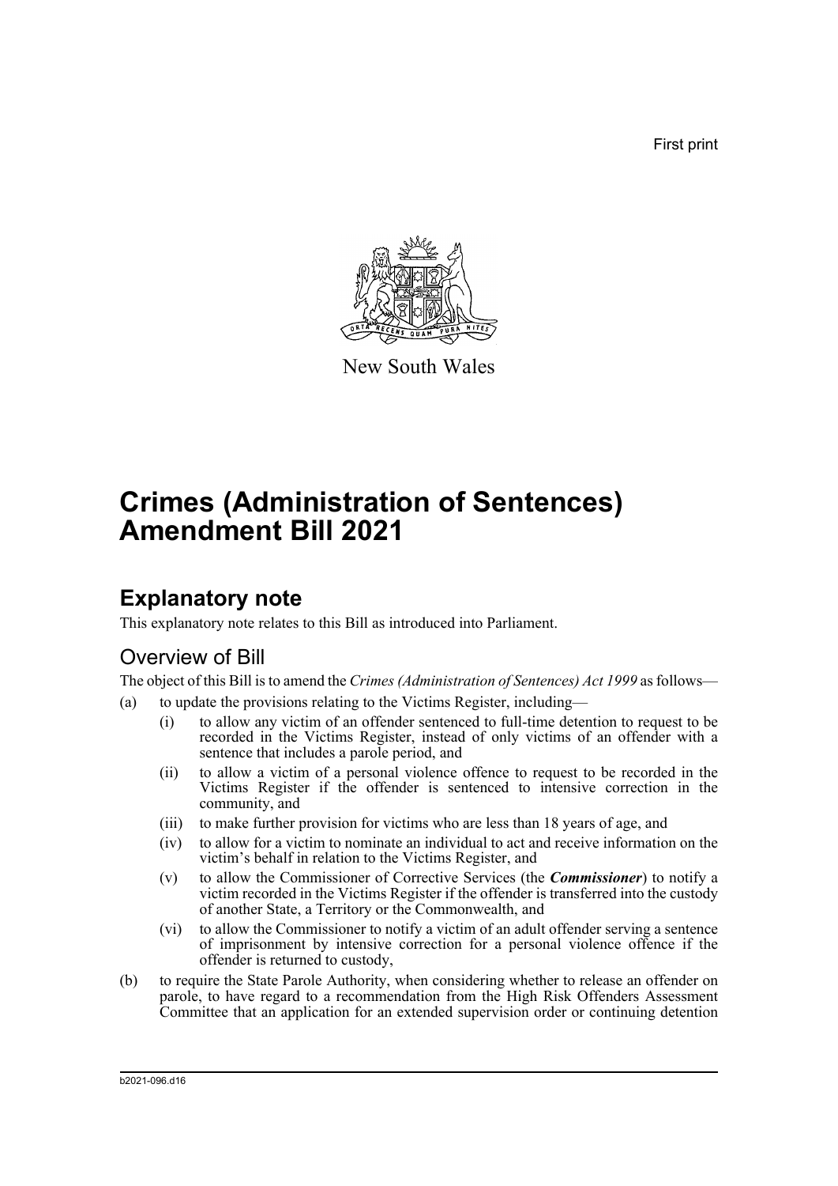First print

New South Wales

# Crimes (Administration of Sentences) Amendment Bill 2021

## Explanatory note

This explanatory note relates to this Bill as introduced into Parliament.

### Overview of Bill

The object of this Bill is to amend the *Crimes (Administration of Sentences) Act 1999* as follows—

(a) to update the provisions relating to the Victims Register, including—

   (i) to allow any victim of an offender sentenced to full-time detention to request to be recorded in the Victims Register, instead of only victims of an offender with a sentence that includes a parole period, and

   (ii) to allow a victim of a personal violence offence to request to be recorded in the Victims Register if the offender is sentenced to intensive correction in the community, and

   (iii) to make further provision for victims who are less than 18 years of age, and

   (iv) to allow for a victim to nominate an individual to act and receive information on the victim's behalf in relation to the Victims Register, and

   (v) to allow the Commissioner of Corrective Services (the ***Commissioner***) to notify a victim recorded in the Victims Register if the offender is transferred into the custody of another State, a Territory or the Commonwealth, and

   (vi) to allow the Commissioner to notify a victim of an adult offender serving a sentence of imprisonment by intensive correction for a personal violence offence if the offender is returned to custody,

(b) to require the State Parole Authority, when considering whether to release an offender on parole, to have regard to a recommendation from the High Risk Offenders Assessment Committee that an application for an extended supervision order or continuing detention

b2021-096.d16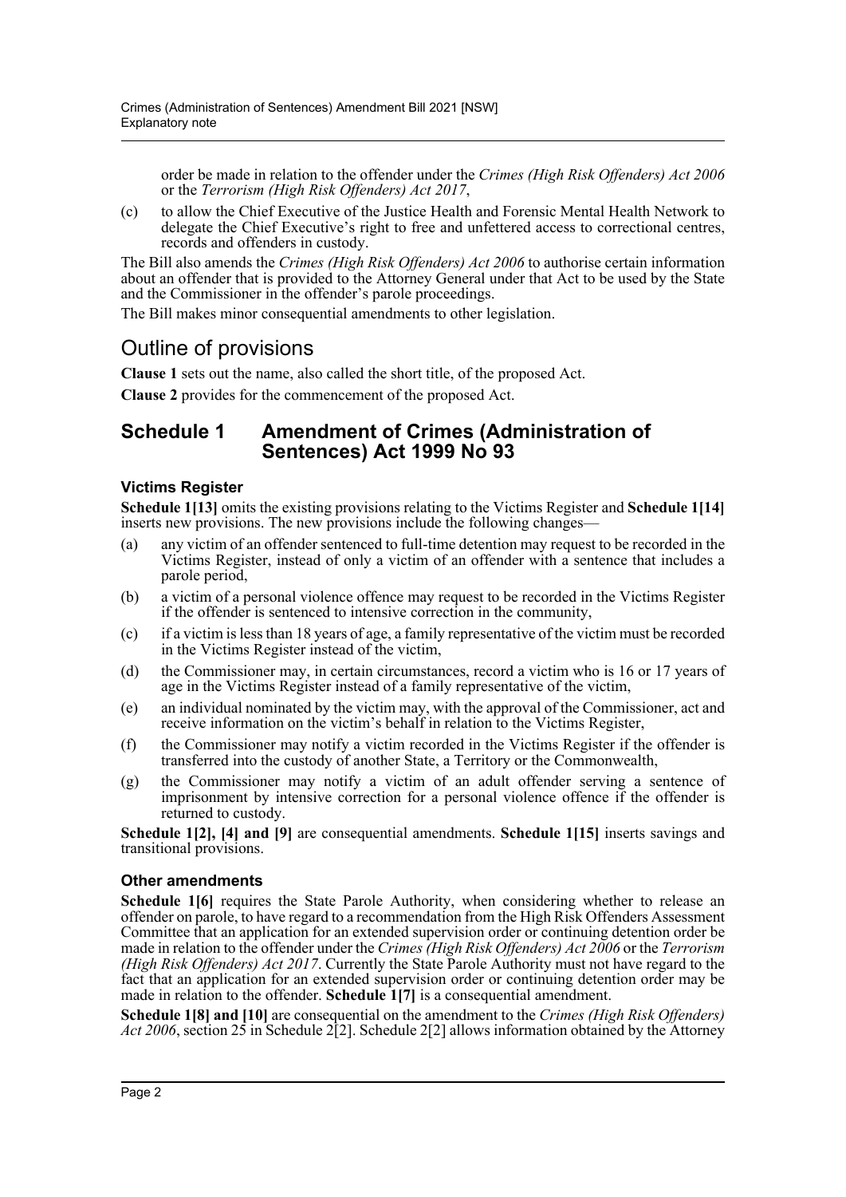order be made in relation to the offender under the *Crimes (High Risk Offenders) Act 2006* or the *Terrorism (High Risk Offenders) Act 2017*,

(c) to allow the Chief Executive of the Justice Health and Forensic Mental Health Network to delegate the Chief Executive's right to free and unfettered access to correctional centres, records and offenders in custody.

The Bill also amends the *Crimes (High Risk Offenders) Act 2006* to authorise certain information about an offender that is provided to the Attorney General under that Act to be used by the State and the Commissioner in the offender's parole proceedings.

The Bill makes minor consequential amendments to other legislation.

## Outline of provisions

**Clause 1** sets out the name, also called the short title, of the proposed Act.

**Clause 2** provides for the commencement of the proposed Act.

## Schedule 1 Amendment of Crimes (Administration of Sentences) Act 1999 No 93

### Victims Register

**Schedule 1[13]** omits the existing provisions relating to the Victims Register and **Schedule 1[14]** inserts new provisions. The new provisions include the following changes—

(a) any victim of an offender sentenced to full-time detention may request to be recorded in the Victims Register, instead of only a victim of an offender with a sentence that includes a parole period,

(b) a victim of a personal violence offence may request to be recorded in the Victims Register if the offender is sentenced to intensive correction in the community,

(c) if a victim is less than 18 years of age, a family representative of the victim must be recorded in the Victims Register instead of the victim,

(d) the Commissioner may, in certain circumstances, record a victim who is 16 or 17 years of age in the Victims Register instead of a family representative of the victim,

(e) an individual nominated by the victim may, with the approval of the Commissioner, act and receive information on the victim's behalf in relation to the Victims Register,

(f) the Commissioner may notify a victim recorded in the Victims Register if the offender is transferred into the custody of another State, a Territory or the Commonwealth,

(g) the Commissioner may notify a victim of an adult offender serving a sentence of imprisonment by intensive correction for a personal violence offence if the offender is returned to custody.

**Schedule 1[2], [4] and [9]** are consequential amendments. **Schedule 1[15]** inserts savings and transitional provisions.

### Other amendments

**Schedule 1[6]** requires the State Parole Authority, when considering whether to release an offender on parole, to have regard to a recommendation from the High Risk Offenders Assessment Committee that an application for an extended supervision order or continuing detention order be made in relation to the offender under the *Crimes (High Risk Offenders) Act 2006* or the *Terrorism (High Risk Offenders) Act 2017*. Currently the State Parole Authority must not have regard to the fact that an application for an extended supervision order or continuing detention order may be made in relation to the offender. **Schedule 1[7]** is a consequential amendment.

**Schedule 1[8] and [10]** are consequential on the amendment to the *Crimes (High Risk Offenders) Act 2006*, section 25 in Schedule 2[2]. Schedule 2[2] allows information obtained by the Attorney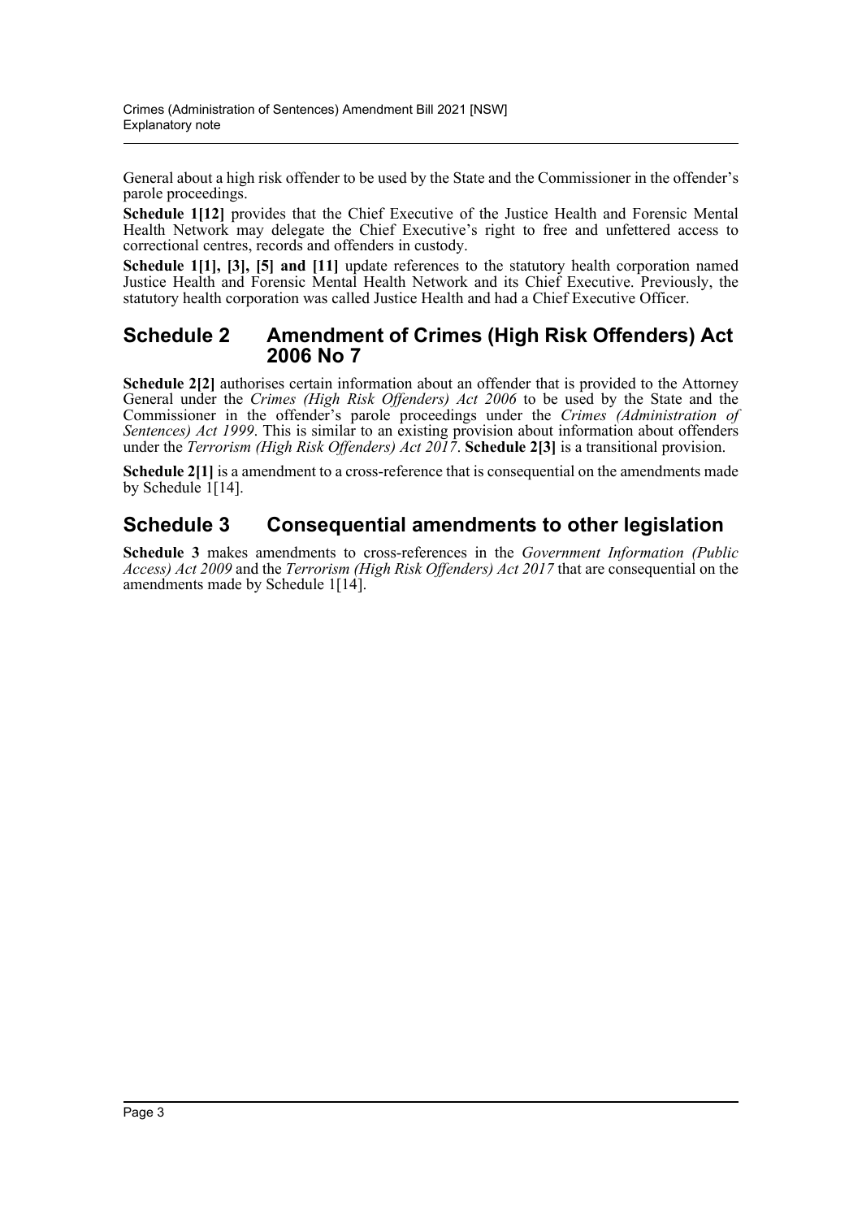General about a high risk offender to be used by the State and the Commissioner in the offender's parole proceedings.

**Schedule 1[12]** provides that the Chief Executive of the Justice Health and Forensic Mental Health Network may delegate the Chief Executive's right to free and unfettered access to correctional centres, records and offenders in custody.

**Schedule 1[1], [3], [5] and [11]** update references to the statutory health corporation named Justice Health and Forensic Mental Health Network and its Chief Executive. Previously, the statutory health corporation was called Justice Health and had a Chief Executive Officer.

## Schedule 2 Amendment of Crimes (High Risk Offenders) Act 2006 No 7

**Schedule 2[2]** authorises certain information about an offender that is provided to the Attorney General under the *Crimes (High Risk Offenders) Act 2006* to be used by the State and the Commissioner in the offender's parole proceedings under the *Crimes (Administration of Sentences) Act 1999*. This is similar to an existing provision about information about offenders under the *Terrorism (High Risk Offenders) Act 2017*. **Schedule 2[3]** is a transitional provision.

**Schedule 2[1]** is a amendment to a cross-reference that is consequential on the amendments made by Schedule 1[14].

## Schedule 3 Consequential amendments to other legislation

**Schedule 3** makes amendments to cross-references in the *Government Information (Public Access) Act 2009* and the *Terrorism (High Risk Offenders) Act 2017* that are consequential on the amendments made by Schedule 1[14].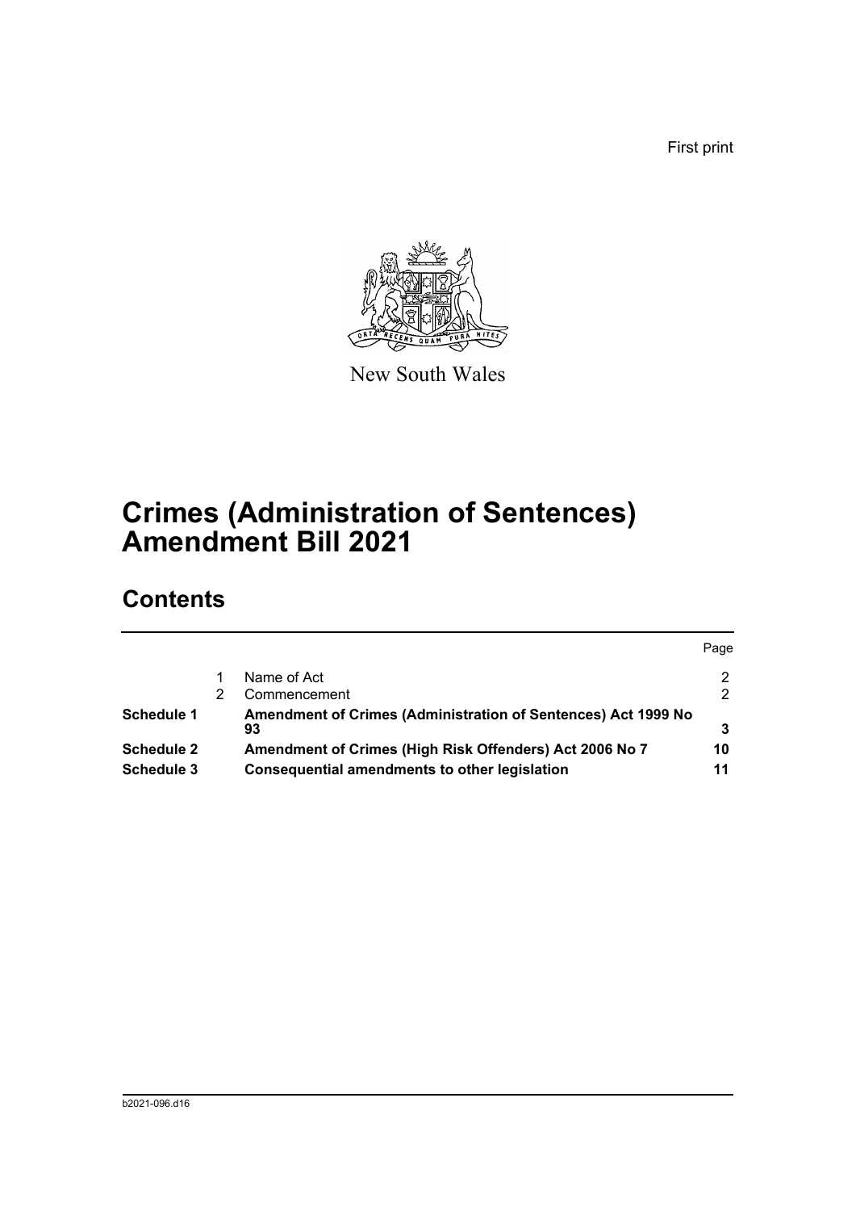First print

New South Wales

# Crimes (Administration of Sentences) Amendment Bill 2021

## Contents

| | | | Page |
|---|---|---|---|
| | 1 | Name of Act | 2 |
| | 2 | Commencement | 2 |
| **Schedule 1** | | **Amendment of Crimes (Administration of Sentences) Act 1999 No 93** | **3** |
| **Schedule 2** | | **Amendment of Crimes (High Risk Offenders) Act 2006 No 7** | **10** |
| **Schedule 3** | | **Consequential amendments to other legislation** | **11** |

b2021-096.d16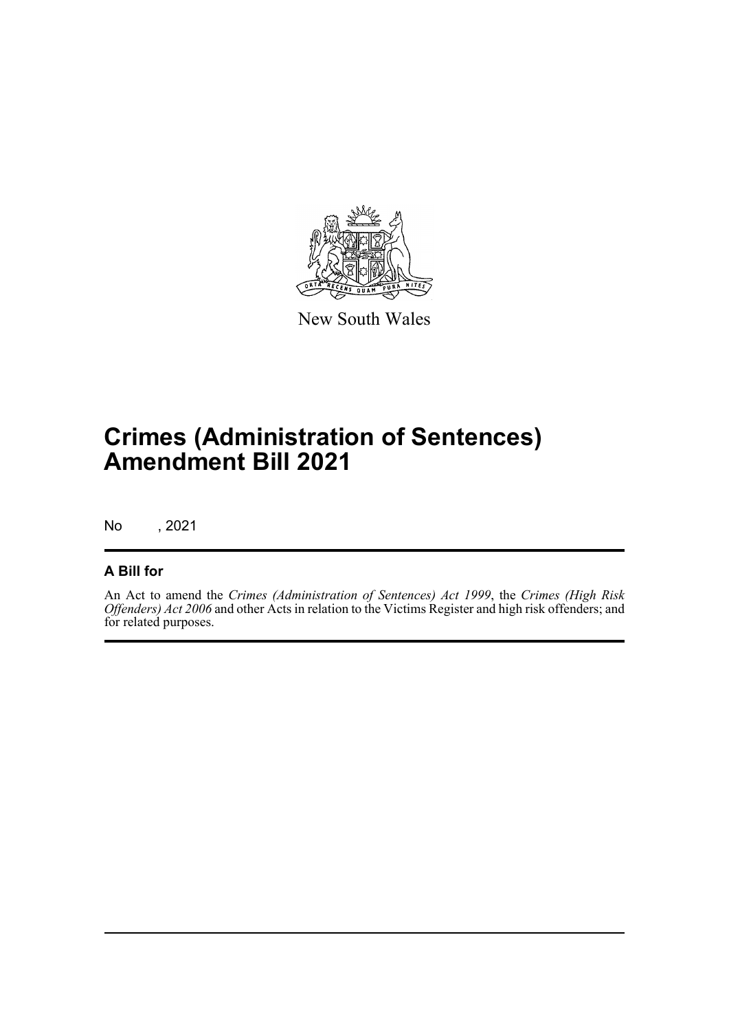New South Wales

# Crimes (Administration of Sentences) Amendment Bill 2021

No , 2021

## A Bill for

An Act to amend the *Crimes (Administration of Sentences) Act 1999*, the *Crimes (High Risk Offenders) Act 2006* and other Acts in relation to the Victims Register and high risk offenders; and for related purposes.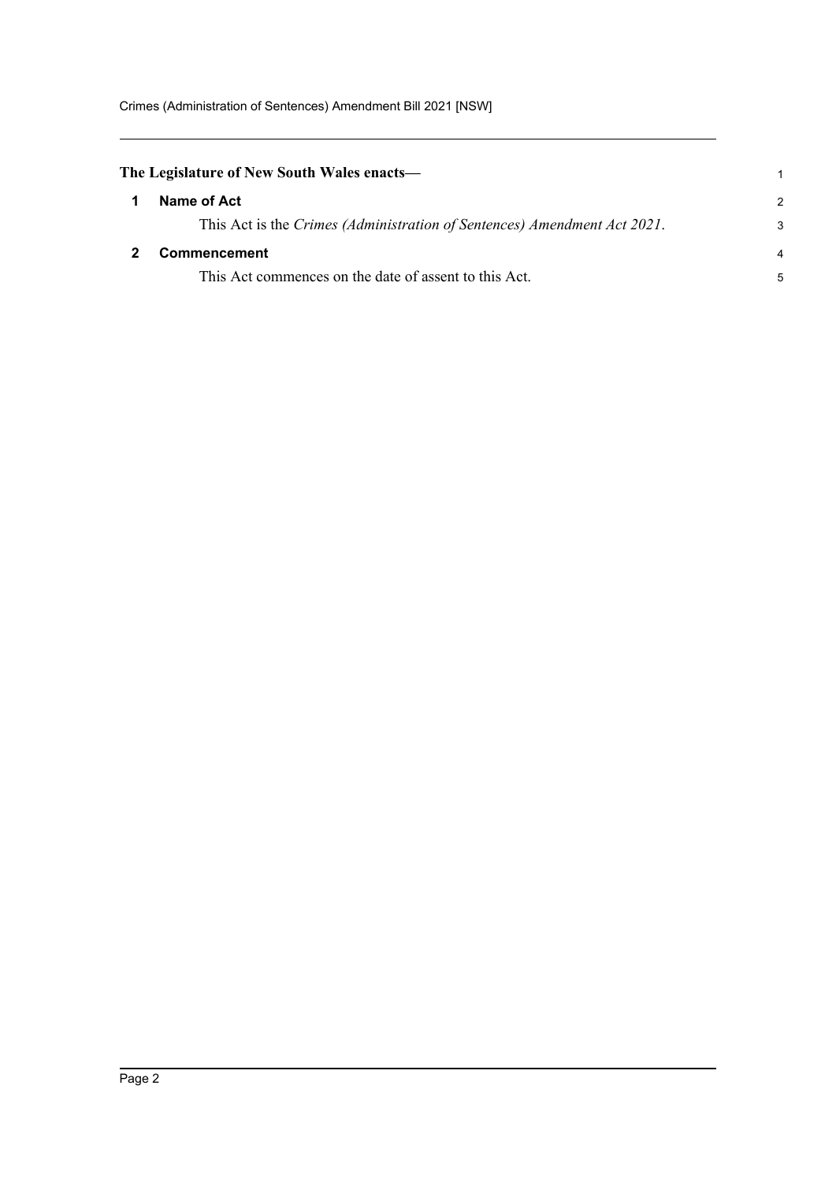**The Legislature of New South Wales enacts—**

## 1 Name of Act

This Act is the *Crimes (Administration of Sentences) Amendment Act 2021*.

## 2 Commencement

This Act commences on the date of assent to this Act.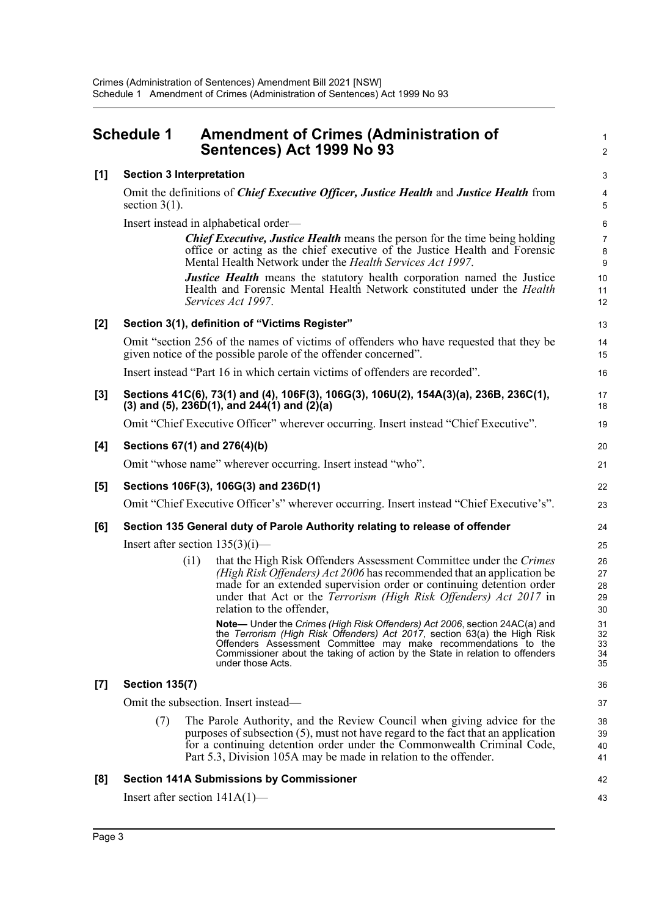## Schedule 1 Amendment of Crimes (Administration of Sentences) Act 1999 No 93

### [1] Section 3 Interpretation

Omit the definitions of ***Chief Executive Officer, Justice Health*** and ***Justice Health*** from section 3(1).

Insert instead in alphabetical order—

> ***Chief Executive, Justice Health*** means the person for the time being holding office or acting as the chief executive of the Justice Health and Forensic Mental Health Network under the *Health Services Act 1997*.
>
> ***Justice Health*** means the statutory health corporation named the Justice Health and Forensic Mental Health Network constituted under the *Health Services Act 1997*.

### [2] Section 3(1), definition of "Victims Register"

Omit "section 256 of the names of victims of offenders who have requested that they be given notice of the possible parole of the offender concerned".

Insert instead "Part 16 in which certain victims of offenders are recorded".

### [3] Sections 41C(6), 73(1) and (4), 106F(3), 106G(3), 106U(2), 154A(3)(a), 236B, 236C(1), (3) and (5), 236D(1), and 244(1) and (2)(a)

Omit "Chief Executive Officer" wherever occurring. Insert instead "Chief Executive".

### [4] Sections 67(1) and 276(4)(b)

Omit "whose name" wherever occurring. Insert instead "who".

### [5] Sections 106F(3), 106G(3) and 236D(1)

Omit "Chief Executive Officer's" wherever occurring. Insert instead "Chief Executive's".

### [6] Section 135 General duty of Parole Authority relating to release of offender

Insert after section 135(3)(i)—

> (i1) that the High Risk Offenders Assessment Committee under the *Crimes (High Risk Offenders) Act 2006* has recommended that an application be made for an extended supervision order or continuing detention order under that Act or the *Terrorism (High Risk Offenders) Act 2017* in relation to the offender,
>
> **Note—** Under the *Crimes (High Risk Offenders) Act 2006*, section 24AC(a) and the *Terrorism (High Risk Offenders) Act 2017*, section 63(a) the High Risk Offenders Assessment Committee may make recommendations to the Commissioner about the taking of action by the State in relation to offenders under those Acts.

### [7] Section 135(7)

Omit the subsection. Insert instead—

> (7) The Parole Authority, and the Review Council when giving advice for the purposes of subsection (5), must not have regard to the fact that an application for a continuing detention order under the Commonwealth Criminal Code, Part 5.3, Division 105A may be made in relation to the offender.

### [8] Section 141A Submissions by Commissioner

Insert after section 141A(1)—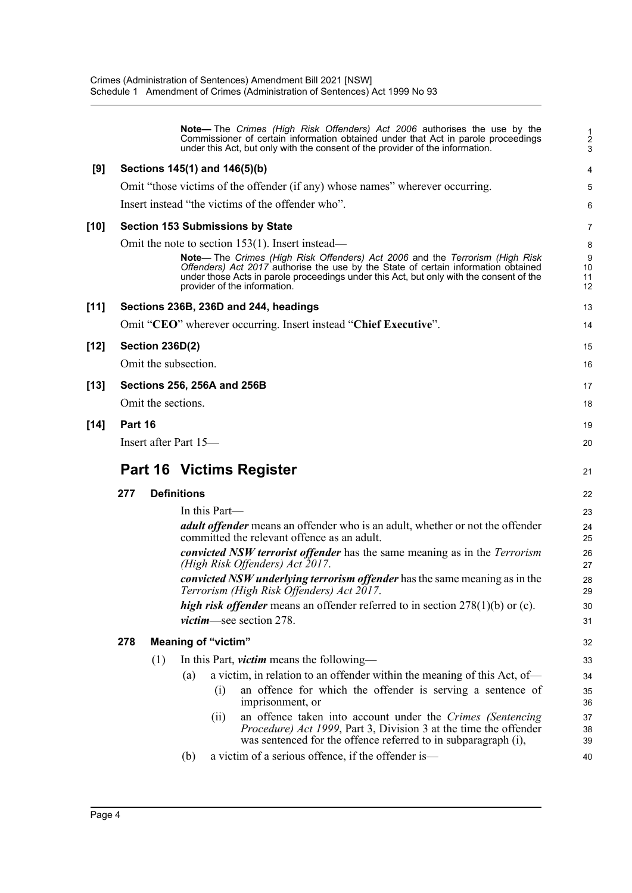**Note—** The *Crimes (High Risk Offenders) Act 2006* authorises the use by the Commissioner of certain information obtained under that Act in parole proceedings under this Act, but only with the consent of the provider of the information.

**[9] Sections 145(1) and 146(5)(b)**

Omit "those victims of the offender (if any) whose names" wherever occurring.

Insert instead "the victims of the offender who".

**[10] Section 153 Submissions by State**

Omit the note to section 153(1). Insert instead—

**Note—** The *Crimes (High Risk Offenders) Act 2006* and the *Terrorism (High Risk Offenders) Act 2017* authorise the use by the State of certain information obtained under those Acts in parole proceedings under this Act, but only with the consent of the provider of the information.

**[11] Sections 236B, 236D and 244, headings**

Omit "**CEO**" wherever occurring. Insert instead "**Chief Executive**".

**[12] Section 236D(2)**

Omit the subsection.

**[13] Sections 256, 256A and 256B**

Omit the sections.

**[14] Part 16**

Insert after Part 15—

## Part 16 Victims Register

### 277 Definitions

In this Part—

***adult offender*** means an offender who is an adult, whether or not the offender committed the relevant offence as an adult.

***convicted NSW terrorist offender*** has the same meaning as in the *Terrorism (High Risk Offenders) Act 2017*.

***convicted NSW underlying terrorism offender*** has the same meaning as in the *Terrorism (High Risk Offenders) Act 2017*.

***high risk offender*** means an offender referred to in section 278(1)(b) or (c).

***victim***—see section 278.

### 278 Meaning of "victim"

(1) In this Part, ***victim*** means the following—

(a) a victim, in relation to an offender within the meaning of this Act, of—

(i) an offence for which the offender is serving a sentence of imprisonment, or

(ii) an offence taken into account under the *Crimes (Sentencing Procedure) Act 1999*, Part 3, Division 3 at the time the offender was sentenced for the offence referred to in subparagraph (i),

(b) a victim of a serious offence, if the offender is—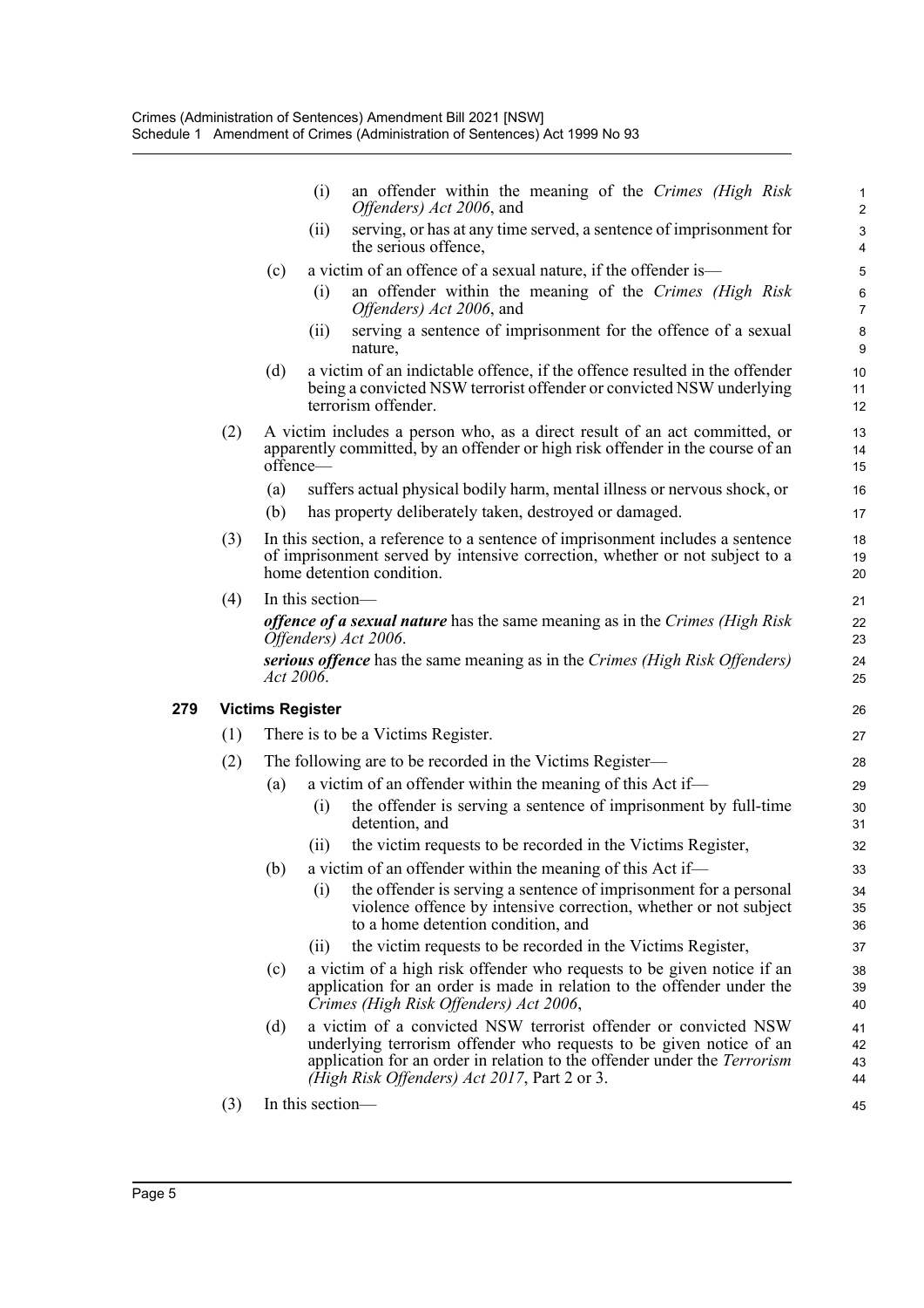(i) an offender within the meaning of the *Crimes (High Risk Offenders) Act 2006*, and

(ii) serving, or has at any time served, a sentence of imprisonment for the serious offence,

(c) a victim of an offence of a sexual nature, if the offender is—

(i) an offender within the meaning of the *Crimes (High Risk Offenders) Act 2006*, and

(ii) serving a sentence of imprisonment for the offence of a sexual nature,

(d) a victim of an indictable offence, if the offence resulted in the offender being a convicted NSW terrorist offender or convicted NSW underlying terrorism offender.

(2) A victim includes a person who, as a direct result of an act committed, or apparently committed, by an offender or high risk offender in the course of an offence—

(a) suffers actual physical bodily harm, mental illness or nervous shock, or

(b) has property deliberately taken, destroyed or damaged.

(3) In this section, a reference to a sentence of imprisonment includes a sentence of imprisonment served by intensive correction, whether or not subject to a home detention condition.

(4) In this section—

***offence of a sexual nature*** has the same meaning as in the *Crimes (High Risk Offenders) Act 2006*.

***serious offence*** has the same meaning as in the *Crimes (High Risk Offenders) Act 2006*.

### 279 Victims Register

(1) There is to be a Victims Register.

(2) The following are to be recorded in the Victims Register—

(a) a victim of an offender within the meaning of this Act if—

(i) the offender is serving a sentence of imprisonment by full-time detention, and

(ii) the victim requests to be recorded in the Victims Register,

(b) a victim of an offender within the meaning of this Act if—

(i) the offender is serving a sentence of imprisonment for a personal violence offence by intensive correction, whether or not subject to a home detention condition, and

(ii) the victim requests to be recorded in the Victims Register,

(c) a victim of a high risk offender who requests to be given notice if an application for an order is made in relation to the offender under the *Crimes (High Risk Offenders) Act 2006*,

(d) a victim of a convicted NSW terrorist offender or convicted NSW underlying terrorism offender who requests to be given notice of an application for an order in relation to the offender under the *Terrorism (High Risk Offenders) Act 2017*, Part 2 or 3.

(3) In this section—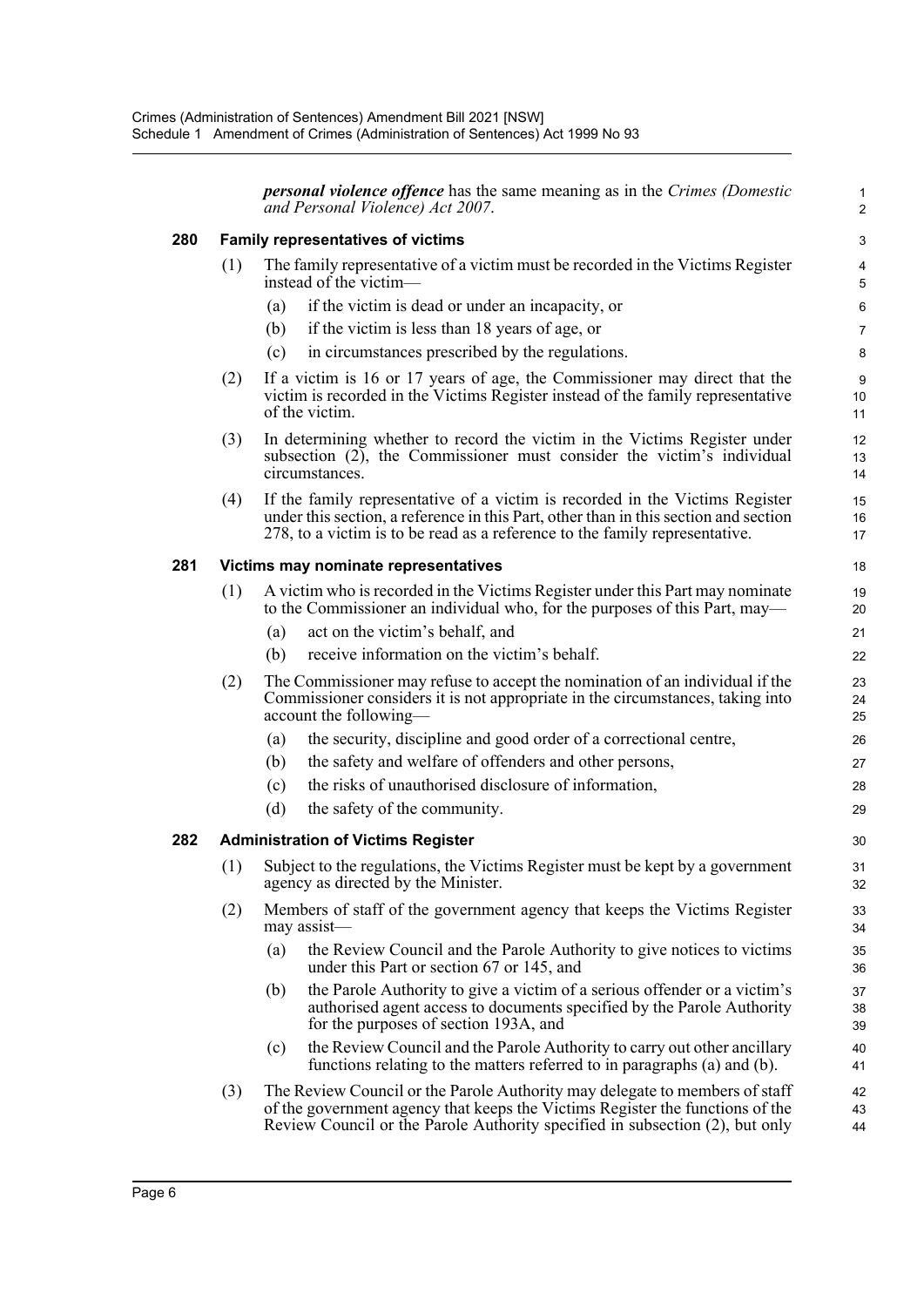***personal violence offence*** has the same meaning as in the *Crimes (Domestic and Personal Violence) Act 2007*.

### 280 Family representatives of victims

(1) The family representative of a victim must be recorded in the Victims Register instead of the victim—

(a) if the victim is dead or under an incapacity, or

(b) if the victim is less than 18 years of age, or

(c) in circumstances prescribed by the regulations.

(2) If a victim is 16 or 17 years of age, the Commissioner may direct that the victim is recorded in the Victims Register instead of the family representative of the victim.

(3) In determining whether to record the victim in the Victims Register under subsection (2), the Commissioner must consider the victim's individual circumstances.

(4) If the family representative of a victim is recorded in the Victims Register under this section, a reference in this Part, other than in this section and section 278, to a victim is to be read as a reference to the family representative.

### 281 Victims may nominate representatives

(1) A victim who is recorded in the Victims Register under this Part may nominate to the Commissioner an individual who, for the purposes of this Part, may—

(a) act on the victim's behalf, and

(b) receive information on the victim's behalf.

(2) The Commissioner may refuse to accept the nomination of an individual if the Commissioner considers it is not appropriate in the circumstances, taking into account the following—

(a) the security, discipline and good order of a correctional centre,

(b) the safety and welfare of offenders and other persons,

(c) the risks of unauthorised disclosure of information,

(d) the safety of the community.

### 282 Administration of Victims Register

(1) Subject to the regulations, the Victims Register must be kept by a government agency as directed by the Minister.

(2) Members of staff of the government agency that keeps the Victims Register may assist—

(a) the Review Council and the Parole Authority to give notices to victims under this Part or section 67 or 145, and

(b) the Parole Authority to give a victim of a serious offender or a victim's authorised agent access to documents specified by the Parole Authority for the purposes of section 193A, and

(c) the Review Council and the Parole Authority to carry out other ancillary functions relating to the matters referred to in paragraphs (a) and (b).

(3) The Review Council or the Parole Authority may delegate to members of staff of the government agency that keeps the Victims Register the functions of the Review Council or the Parole Authority specified in subsection (2), but only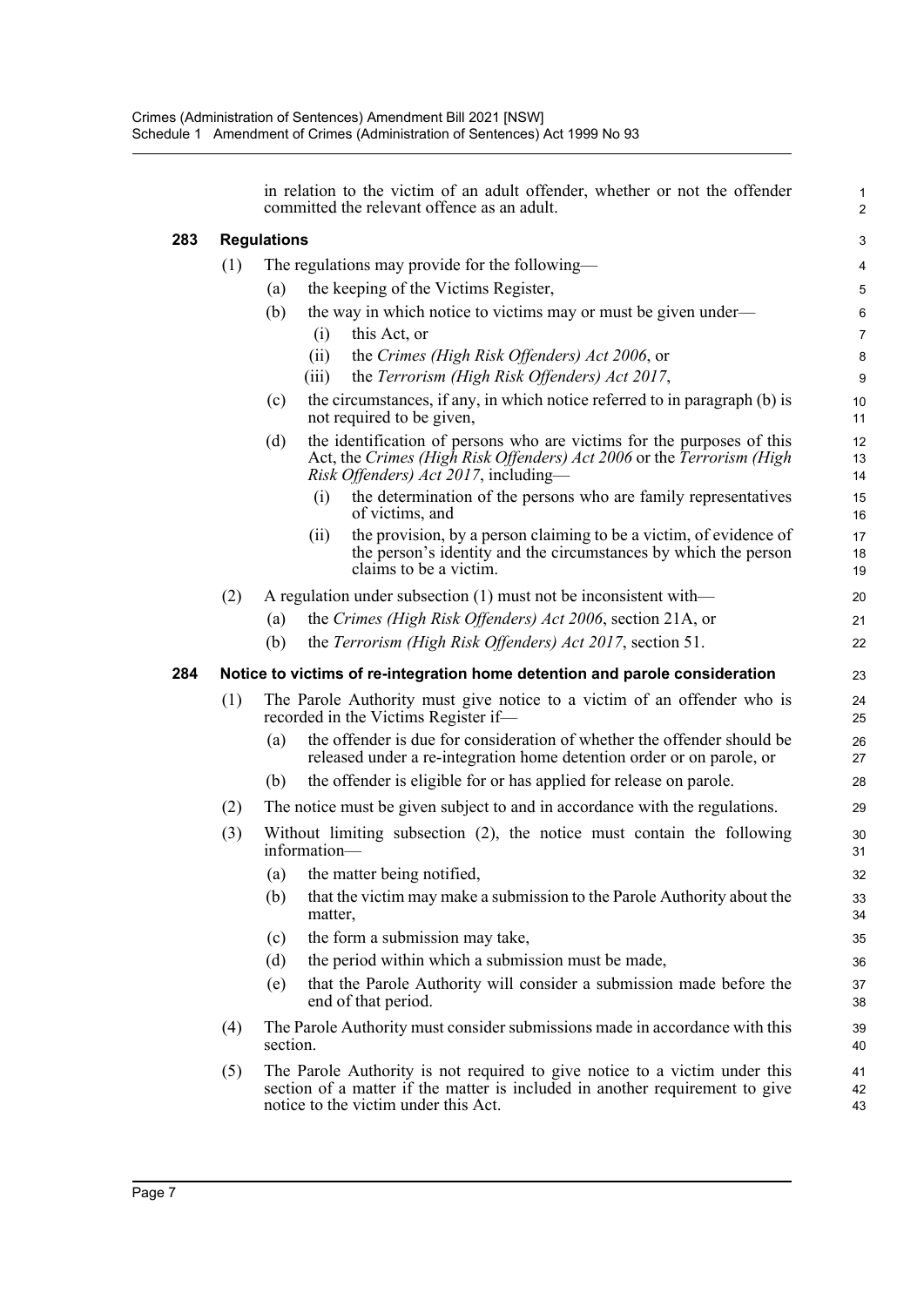in relation to the victim of an adult offender, whether or not the offender committed the relevant offence as an adult.

### 283 Regulations

(1) The regulations may provide for the following—

- (a) the keeping of the Victims Register,
- (b) the way in which notice to victims may or must be given under—
  - (i) this Act, or
  - (ii) the *Crimes (High Risk Offenders) Act 2006*, or
  - (iii) the *Terrorism (High Risk Offenders) Act 2017*,
- (c) the circumstances, if any, in which notice referred to in paragraph (b) is not required to be given,
- (d) the identification of persons who are victims for the purposes of this Act, the *Crimes (High Risk Offenders) Act 2006* or the *Terrorism (High Risk Offenders) Act 2017*, including—
  - (i) the determination of the persons who are family representatives of victims, and
  - (ii) the provision, by a person claiming to be a victim, of evidence of the person's identity and the circumstances by which the person claims to be a victim.

(2) A regulation under subsection (1) must not be inconsistent with—

- (a) the *Crimes (High Risk Offenders) Act 2006*, section 21A, or
- (b) the *Terrorism (High Risk Offenders) Act 2017*, section 51.

### 284 Notice to victims of re-integration home detention and parole consideration

(1) The Parole Authority must give notice to a victim of an offender who is recorded in the Victims Register if—

- (a) the offender is due for consideration of whether the offender should be released under a re-integration home detention order or on parole, or
- (b) the offender is eligible for or has applied for release on parole.

(2) The notice must be given subject to and in accordance with the regulations.

(3) Without limiting subsection (2), the notice must contain the following information—

- (a) the matter being notified,
- (b) that the victim may make a submission to the Parole Authority about the matter,
- (c) the form a submission may take,
- (d) the period within which a submission must be made,
- (e) that the Parole Authority will consider a submission made before the end of that period.

(4) The Parole Authority must consider submissions made in accordance with this section.

(5) The Parole Authority is not required to give notice to a victim under this section of a matter if the matter is included in another requirement to give notice to the victim under this Act.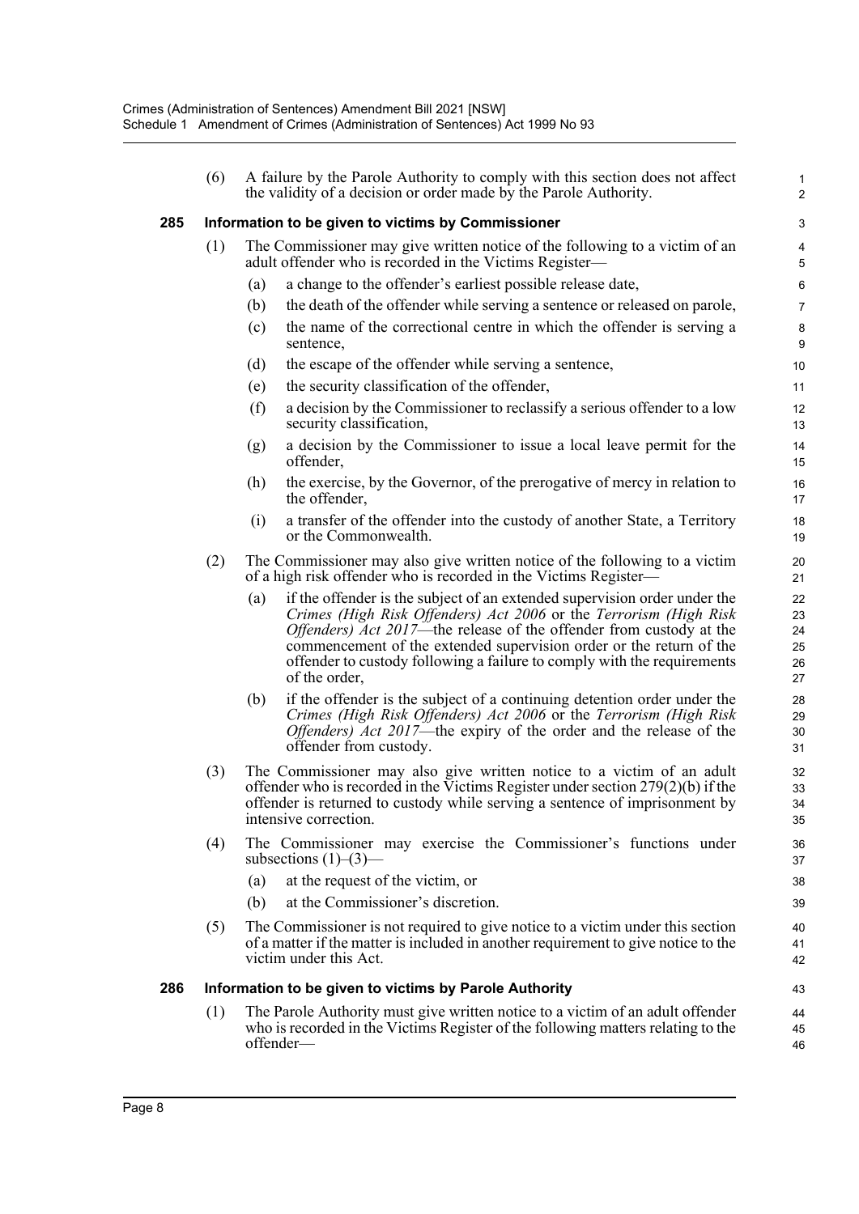(6) A failure by the Parole Authority to comply with this section does not affect the validity of a decision or order made by the Parole Authority.

### 285 Information to be given to victims by Commissioner

(1) The Commissioner may give written notice of the following to a victim of an adult offender who is recorded in the Victims Register—

(a) a change to the offender's earliest possible release date,

(b) the death of the offender while serving a sentence or released on parole,

(c) the name of the correctional centre in which the offender is serving a sentence,

(d) the escape of the offender while serving a sentence,

(e) the security classification of the offender,

(f) a decision by the Commissioner to reclassify a serious offender to a low security classification,

(g) a decision by the Commissioner to issue a local leave permit for the offender,

(h) the exercise, by the Governor, of the prerogative of mercy in relation to the offender,

(i) a transfer of the offender into the custody of another State, a Territory or the Commonwealth.

(2) The Commissioner may also give written notice of the following to a victim of a high risk offender who is recorded in the Victims Register—

(a) if the offender is the subject of an extended supervision order under the *Crimes (High Risk Offenders) Act 2006* or the *Terrorism (High Risk Offenders) Act 2017*—the release of the offender from custody at the commencement of the extended supervision order or the return of the offender to custody following a failure to comply with the requirements of the order,

(b) if the offender is the subject of a continuing detention order under the *Crimes (High Risk Offenders) Act 2006* or the *Terrorism (High Risk Offenders) Act 2017*—the expiry of the order and the release of the offender from custody.

(3) The Commissioner may also give written notice to a victim of an adult offender who is recorded in the Victims Register under section 279(2)(b) if the offender is returned to custody while serving a sentence of imprisonment by intensive correction.

(4) The Commissioner may exercise the Commissioner's functions under subsections (1)–(3)—

(a) at the request of the victim, or

(b) at the Commissioner's discretion.

(5) The Commissioner is not required to give notice to a victim under this section of a matter if the matter is included in another requirement to give notice to the victim under this Act.

### 286 Information to be given to victims by Parole Authority

(1) The Parole Authority must give written notice to a victim of an adult offender who is recorded in the Victims Register of the following matters relating to the offender—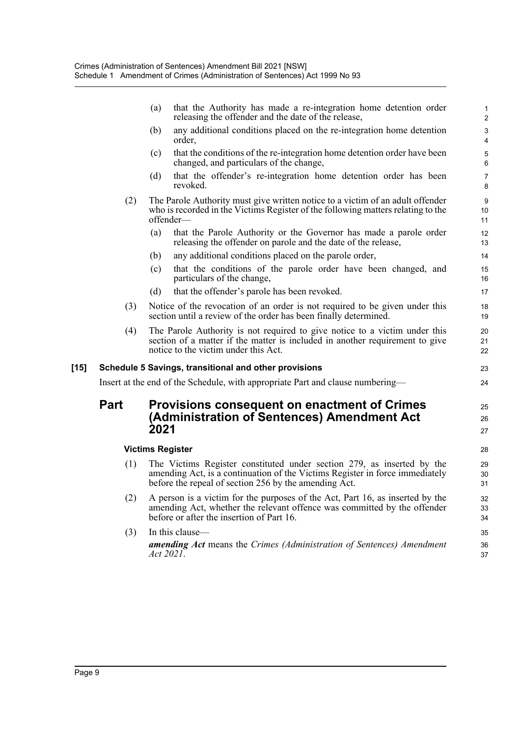(a) that the Authority has made a re-integration home detention order releasing the offender and the date of the release,

(b) any additional conditions placed on the re-integration home detention order,

(c) that the conditions of the re-integration home detention order have been changed, and particulars of the change,

(d) that the offender's re-integration home detention order has been revoked.

(2) The Parole Authority must give written notice to a victim of an adult offender who is recorded in the Victims Register of the following matters relating to the offender—

(a) that the Parole Authority or the Governor has made a parole order releasing the offender on parole and the date of the release,

(b) any additional conditions placed on the parole order,

(c) that the conditions of the parole order have been changed, and particulars of the change,

(d) that the offender's parole has been revoked.

(3) Notice of the revocation of an order is not required to be given under this section until a review of the order has been finally determined.

(4) The Parole Authority is not required to give notice to a victim under this section of a matter if the matter is included in another requirement to give notice to the victim under this Act.

**[15] Schedule 5 Savings, transitional and other provisions**

Insert at the end of the Schedule, with appropriate Part and clause numbering—

## Part Provisions consequent on enactment of Crimes (Administration of Sentences) Amendment Act 2021

**Victims Register**

(1) The Victims Register constituted under section 279, as inserted by the amending Act, is a continuation of the Victims Register in force immediately before the repeal of section 256 by the amending Act.

(2) A person is a victim for the purposes of the Act, Part 16, as inserted by the amending Act, whether the relevant offence was committed by the offender before or after the insertion of Part 16.

(3) In this clause—

***amending Act*** means the *Crimes (Administration of Sentences) Amendment Act 2021*.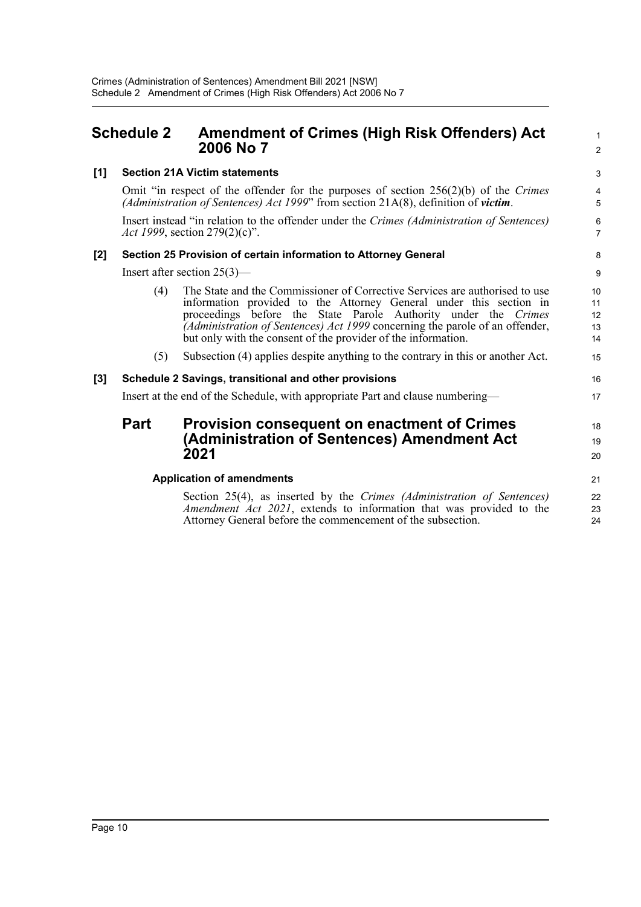# Schedule 2 Amendment of Crimes (High Risk Offenders) Act 2006 No 7

## [1] Section 21A Victim statements

Omit "in respect of the offender for the purposes of section 256(2)(b) of the *Crimes (Administration of Sentences) Act 1999*" from section 21A(8), definition of ***victim***.

Insert instead "in relation to the offender under the *Crimes (Administration of Sentences) Act 1999*, section 279(2)(c)".

## [2] Section 25 Provision of certain information to Attorney General

Insert after section 25(3)—

(4) The State and the Commissioner of Corrective Services are authorised to use information provided to the Attorney General under this section in proceedings before the State Parole Authority under the *Crimes (Administration of Sentences) Act 1999* concerning the parole of an offender, but only with the consent of the provider of the information.

(5) Subsection (4) applies despite anything to the contrary in this or another Act.

## [3] Schedule 2 Savings, transitional and other provisions

Insert at the end of the Schedule, with appropriate Part and clause numbering—

# Part Provision consequent on enactment of Crimes (Administration of Sentences) Amendment Act 2021

### Application of amendments

Section 25(4), as inserted by the *Crimes (Administration of Sentences) Amendment Act 2021*, extends to information that was provided to the Attorney General before the commencement of the subsection.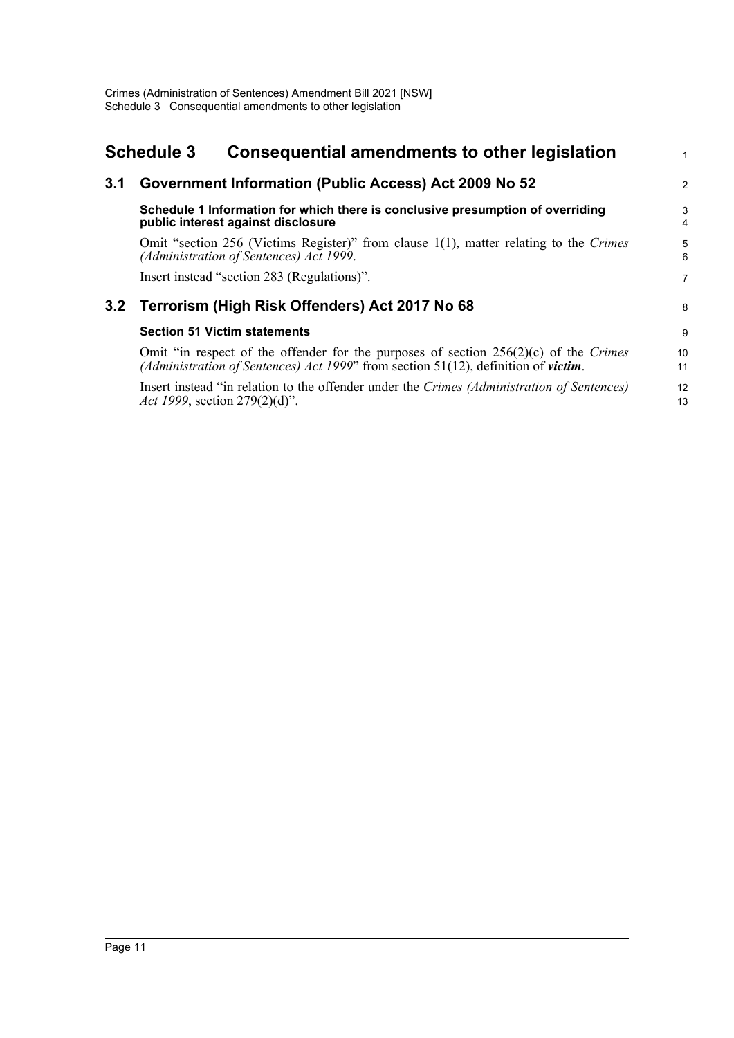# Schedule 3 Consequential amendments to other legislation

## 3.1 Government Information (Public Access) Act 2009 No 52

### Schedule 1 Information for which there is conclusive presumption of overriding public interest against disclosure

Omit "section 256 (Victims Register)" from clause 1(1), matter relating to the *Crimes (Administration of Sentences) Act 1999*.

Insert instead "section 283 (Regulations)".

## 3.2 Terrorism (High Risk Offenders) Act 2017 No 68

### Section 51 Victim statements

Omit "in respect of the offender for the purposes of section 256(2)(c) of the *Crimes (Administration of Sentences) Act 1999*" from section 51(12), definition of ***victim***.

Insert instead "in relation to the offender under the *Crimes (Administration of Sentences) Act 1999*, section 279(2)(d)".